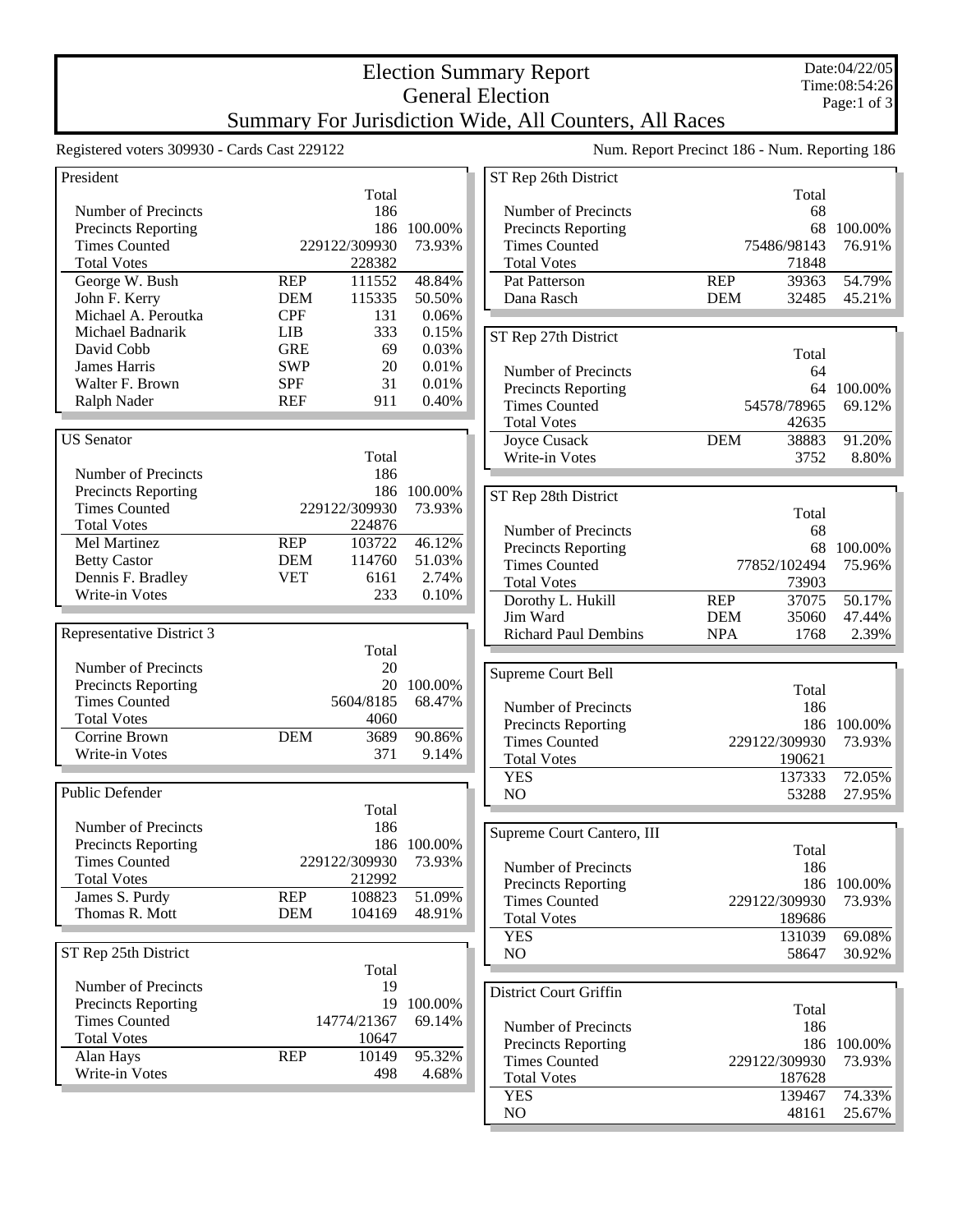# Election Summary Report

## General Election

## Summary For Jurisdiction Wide, All Counters, All Races

Date:04/22/05
Time:08:54:26

Registered voters 309930 - Cards Cast 229122

Num. Report Precinct 186 - Num. Reporting 186

### President

| | | Total | |
|---|---|---|---|
| Number of Precincts | | 186 | |
| Precincts Reporting | | 186 | 100.00% |
| Times Counted | | 229122/309930 | 73.93% |
| Total Votes | | 228382 | |
| George W. Bush | REP | 111552 | 48.84% |
| John F. Kerry | DEM | 115335 | 50.50% |
| Michael A. Peroutka | CPF | 131 | 0.06% |
| Michael Badnarik | LIB | 333 | 0.15% |
| David Cobb | GRE | 69 | 0.03% |
| James Harris | SWP | 20 | 0.01% |
| Walter F. Brown | SPF | 31 | 0.01% |
| Ralph Nader | REF | 911 | 0.40% |

### US Senator

| | | Total | |
|---|---|---|---|
| Number of Precincts | | 186 | |
| Precincts Reporting | | 186 | 100.00% |
| Times Counted | | 229122/309930 | 73.93% |
| Total Votes | | 224876 | |
| Mel Martinez | REP | 103722 | 46.12% |
| Betty Castor | DEM | 114760 | 51.03% |
| Dennis F. Bradley | VET | 6161 | 2.74% |
| Write-in Votes | | 233 | 0.10% |

### Representative District 3

| | | Total | |
|---|---|---|---|
| Number of Precincts | | 20 | |
| Precincts Reporting | | 20 | 100.00% |
| Times Counted | | 5604/8185 | 68.47% |
| Total Votes | | 4060 | |
| Corrine Brown | DEM | 3689 | 90.86% |
| Write-in Votes | | 371 | 9.14% |

### Public Defender

| | | Total | |
|---|---|---|---|
| Number of Precincts | | 186 | |
| Precincts Reporting | | 186 | 100.00% |
| Times Counted | | 229122/309930 | 73.93% |
| Total Votes | | 212992 | |
| James S. Purdy | REP | 108823 | 51.09% |
| Thomas R. Mott | DEM | 104169 | 48.91% |

### ST Rep 25th District

| | | Total | |
|---|---|---|---|
| Number of Precincts | | 19 | |
| Precincts Reporting | | 19 | 100.00% |
| Times Counted | | 14774/21367 | 69.14% |
| Total Votes | | 10647 | |
| Alan Hays | REP | 10149 | 95.32% |
| Write-in Votes | | 498 | 4.68% |

### ST Rep 26th District

| | | Total | |
|---|---|---|---|
| Number of Precincts | | 68 | |
| Precincts Reporting | | 68 | 100.00% |
| Times Counted | | 75486/98143 | 76.91% |
| Total Votes | | 71848 | |
| Pat Patterson | REP | 39363 | 54.79% |
| Dana Rasch | DEM | 32485 | 45.21% |

### ST Rep 27th District

| | | Total | |
|---|---|---|---|
| Number of Precincts | | 64 | |
| Precincts Reporting | | 64 | 100.00% |
| Times Counted | | 54578/78965 | 69.12% |
| Total Votes | | 42635 | |
| Joyce Cusack | DEM | 38883 | 91.20% |
| Write-in Votes | | 3752 | 8.80% |

### ST Rep 28th District

| | | Total | |
|---|---|---|---|
| Number of Precincts | | 68 | |
| Precincts Reporting | | 68 | 100.00% |
| Times Counted | | 77852/102494 | 75.96% |
| Total Votes | | 73903 | |
| Dorothy L. Hukill | REP | 37075 | 50.17% |
| Jim Ward | DEM | 35060 | 47.44% |
| Richard Paul Dembins | NPA | 1768 | 2.39% |

### Supreme Court Bell

| | Total | |
|---|---|---|
| Number of Precincts | 186 | |
| Precincts Reporting | 186 | 100.00% |
| Times Counted | 229122/309930 | 73.93% |
| Total Votes | 190621 | |
| YES | 137333 | 72.05% |
| NO | 53288 | 27.95% |

### Supreme Court Cantero, III

| | Total | |
|---|---|---|
| Number of Precincts | 186 | |
| Precincts Reporting | 186 | 100.00% |
| Times Counted | 229122/309930 | 73.93% |
| Total Votes | 189686 | |
| YES | 131039 | 69.08% |
| NO | 58647 | 30.92% |

### District Court Griffin

| | Total | |
|---|---|---|
| Number of Precincts | 186 | |
| Precincts Reporting | 186 | 100.00% |
| Times Counted | 229122/309930 | 73.93% |
| Total Votes | 187628 | |
| YES | 139467 | 74.33% |
| NO | 48161 | 25.67% |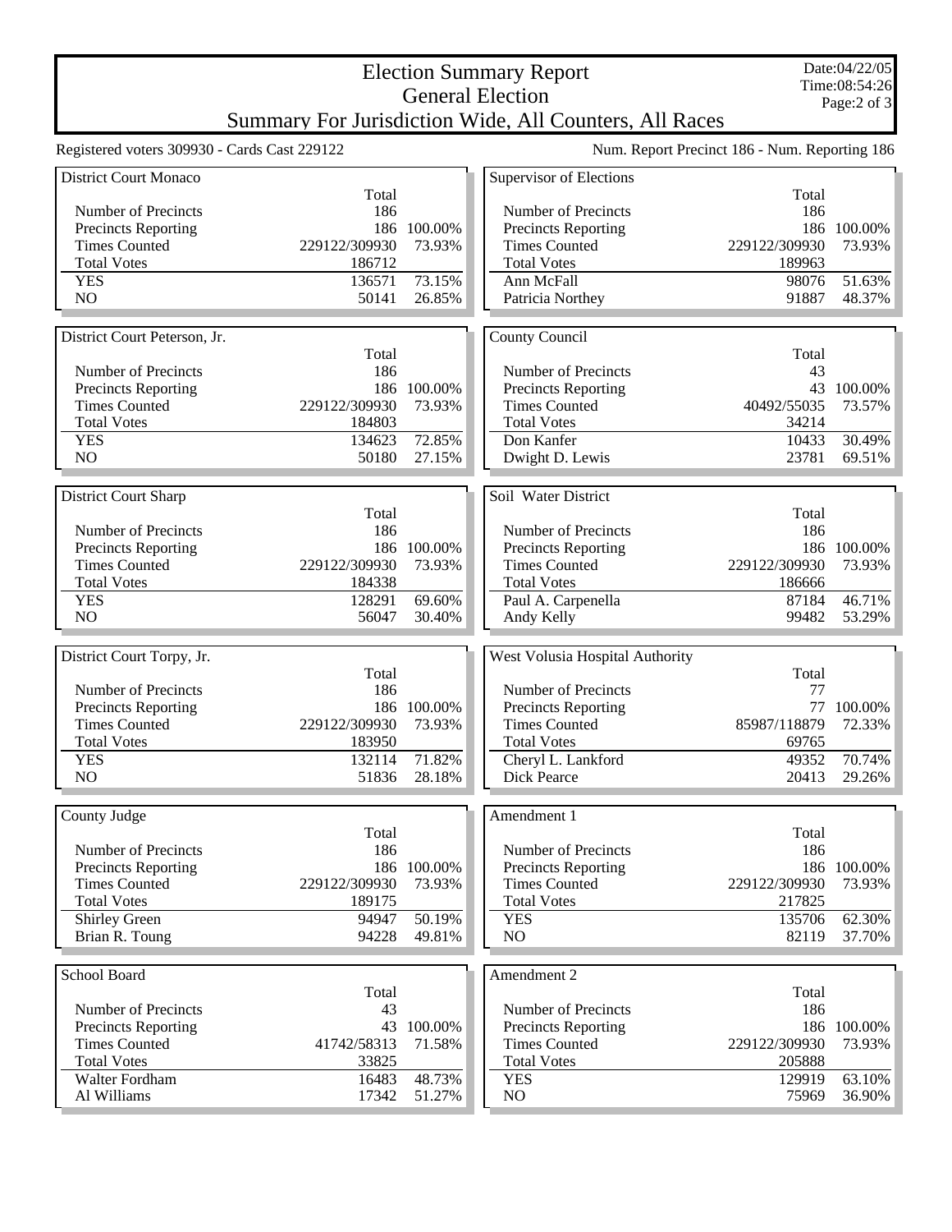# Election Summary Report

## General Election

## Summary For Jurisdiction Wide, All Counters, All Races

Date:04/22/05
Time:08:54:26

Registered voters 309930 - Cards Cast 229122

Num. Report Precinct 186 - Num. Reporting 186

### District Court Monaco

| | Total | |
|---|---|---|
| Number of Precincts | 186 | |
| Precincts Reporting | 186 | 100.00% |
| Times Counted | 229122/309930 | 73.93% |
| Total Votes | 186712 | |
| YES | 136571 | 73.15% |
| NO | 50141 | 26.85% |

### District Court Peterson, Jr.

| | Total | |
|---|---|---|
| Number of Precincts | 186 | |
| Precincts Reporting | 186 | 100.00% |
| Times Counted | 229122/309930 | 73.93% |
| Total Votes | 184803 | |
| YES | 134623 | 72.85% |
| NO | 50180 | 27.15% |

### District Court Sharp

| | Total | |
|---|---|---|
| Number of Precincts | 186 | |
| Precincts Reporting | 186 | 100.00% |
| Times Counted | 229122/309930 | 73.93% |
| Total Votes | 184338 | |
| YES | 128291 | 69.60% |
| NO | 56047 | 30.40% |

### District Court Torpy, Jr.

| | Total | |
|---|---|---|
| Number of Precincts | 186 | |
| Precincts Reporting | 186 | 100.00% |
| Times Counted | 229122/309930 | 73.93% |
| Total Votes | 183950 | |
| YES | 132114 | 71.82% |
| NO | 51836 | 28.18% |

### County Judge

| | Total | |
|---|---|---|
| Number of Precincts | 186 | |
| Precincts Reporting | 186 | 100.00% |
| Times Counted | 229122/309930 | 73.93% |
| Total Votes | 189175 | |
| Shirley Green | 94947 | 50.19% |
| Brian R. Toung | 94228 | 49.81% |

### School Board

| | Total | |
|---|---|---|
| Number of Precincts | 43 | |
| Precincts Reporting | 43 | 100.00% |
| Times Counted | 41742/58313 | 71.58% |
| Total Votes | 33825 | |
| Walter Fordham | 16483 | 48.73% |
| Al Williams | 17342 | 51.27% |

### Supervisor of Elections

| | Total | |
|---|---|---|
| Number of Precincts | 186 | |
| Precincts Reporting | 186 | 100.00% |
| Times Counted | 229122/309930 | 73.93% |
| Total Votes | 189963 | |
| Ann McFall | 98076 | 51.63% |
| Patricia Northey | 91887 | 48.37% |

### County Council

| | Total | |
|---|---|---|
| Number of Precincts | 43 | |
| Precincts Reporting | 43 | 100.00% |
| Times Counted | 40492/55035 | 73.57% |
| Total Votes | 34214 | |
| Don Kanfer | 10433 | 30.49% |
| Dwight D. Lewis | 23781 | 69.51% |

### Soil Water District

| | Total | |
|---|---|---|
| Number of Precincts | 186 | |
| Precincts Reporting | 186 | 100.00% |
| Times Counted | 229122/309930 | 73.93% |
| Total Votes | 186666 | |
| Paul A. Carpenella | 87184 | 46.71% |
| Andy Kelly | 99482 | 53.29% |

### West Volusia Hospital Authority

| | Total | |
|---|---|---|
| Number of Precincts | 77 | |
| Precincts Reporting | 77 | 100.00% |
| Times Counted | 85987/118879 | 72.33% |
| Total Votes | 69765 | |
| Cheryl L. Lankford | 49352 | 70.74% |
| Dick Pearce | 20413 | 29.26% |

### Amendment 1

| | Total | |
|---|---|---|
| Number of Precincts | 186 | |
| Precincts Reporting | 186 | 100.00% |
| Times Counted | 229122/309930 | 73.93% |
| Total Votes | 217825 | |
| YES | 135706 | 62.30% |
| NO | 82119 | 37.70% |

### Amendment 2

| | Total | |
|---|---|---|
| Number of Precincts | 186 | |
| Precincts Reporting | 186 | 100.00% |
| Times Counted | 229122/309930 | 73.93% |
| Total Votes | 205888 | |
| YES | 129919 | 63.10% |
| NO | 75969 | 36.90% |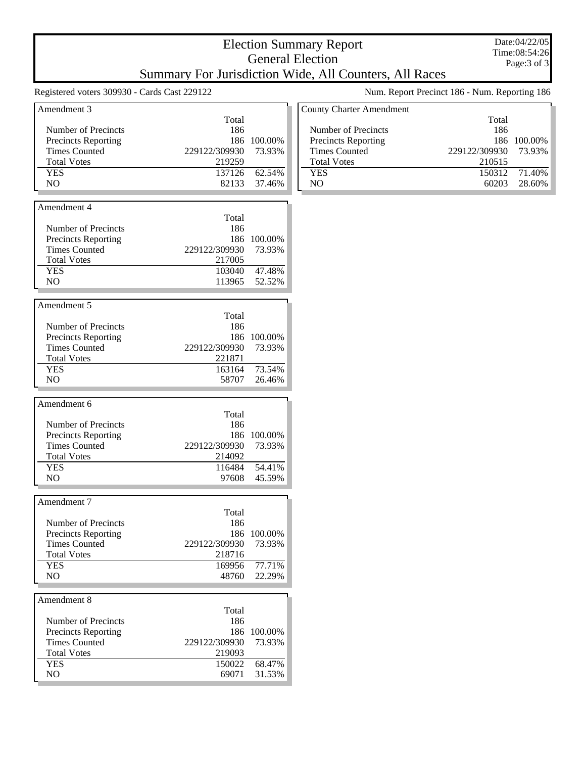# Election Summary Report
## General Election
## Summary For Jurisdiction Wide, All Counters, All Races

Date:04/22/05
Time:08:54:26

Registered voters 309930 - Cards Cast 229122

Num. Report Precinct 186 - Num. Reporting 186

### Amendment 3

| | Total | |
|---|---|---|
| Number of Precincts | 186 | |
| Precincts Reporting | 186 | 100.00% |
| Times Counted | 229122/309930 | 73.93% |
| Total Votes | 219259 | |
| YES | 137126 | 62.54% |
| NO | 82133 | 37.46% |

### Amendment 4

| | Total | |
|---|---|---|
| Number of Precincts | 186 | |
| Precincts Reporting | 186 | 100.00% |
| Times Counted | 229122/309930 | 73.93% |
| Total Votes | 217005 | |
| YES | 103040 | 47.48% |
| NO | 113965 | 52.52% |

### Amendment 5

| | Total | |
|---|---|---|
| Number of Precincts | 186 | |
| Precincts Reporting | 186 | 100.00% |
| Times Counted | 229122/309930 | 73.93% |
| Total Votes | 221871 | |
| YES | 163164 | 73.54% |
| NO | 58707 | 26.46% |

### Amendment 6

| | Total | |
|---|---|---|
| Number of Precincts | 186 | |
| Precincts Reporting | 186 | 100.00% |
| Times Counted | 229122/309930 | 73.93% |
| Total Votes | 214092 | |
| YES | 116484 | 54.41% |
| NO | 97608 | 45.59% |

### Amendment 7

| | Total | |
|---|---|---|
| Number of Precincts | 186 | |
| Precincts Reporting | 186 | 100.00% |
| Times Counted | 229122/309930 | 73.93% |
| Total Votes | 218716 | |
| YES | 169956 | 77.71% |
| NO | 48760 | 22.29% |

### Amendment 8

| | Total | |
|---|---|---|
| Number of Precincts | 186 | |
| Precincts Reporting | 186 | 100.00% |
| Times Counted | 229122/309930 | 73.93% |
| Total Votes | 219093 | |
| YES | 150022 | 68.47% |
| NO | 69071 | 31.53% |

### County Charter Amendment

| | Total | |
|---|---|---|
| Number of Precincts | 186 | |
| Precincts Reporting | 186 | 100.00% |
| Times Counted | 229122/309930 | 73.93% |
| Total Votes | 210515 | |
| YES | 150312 | 71.40% |
| NO | 60203 | 28.60% |